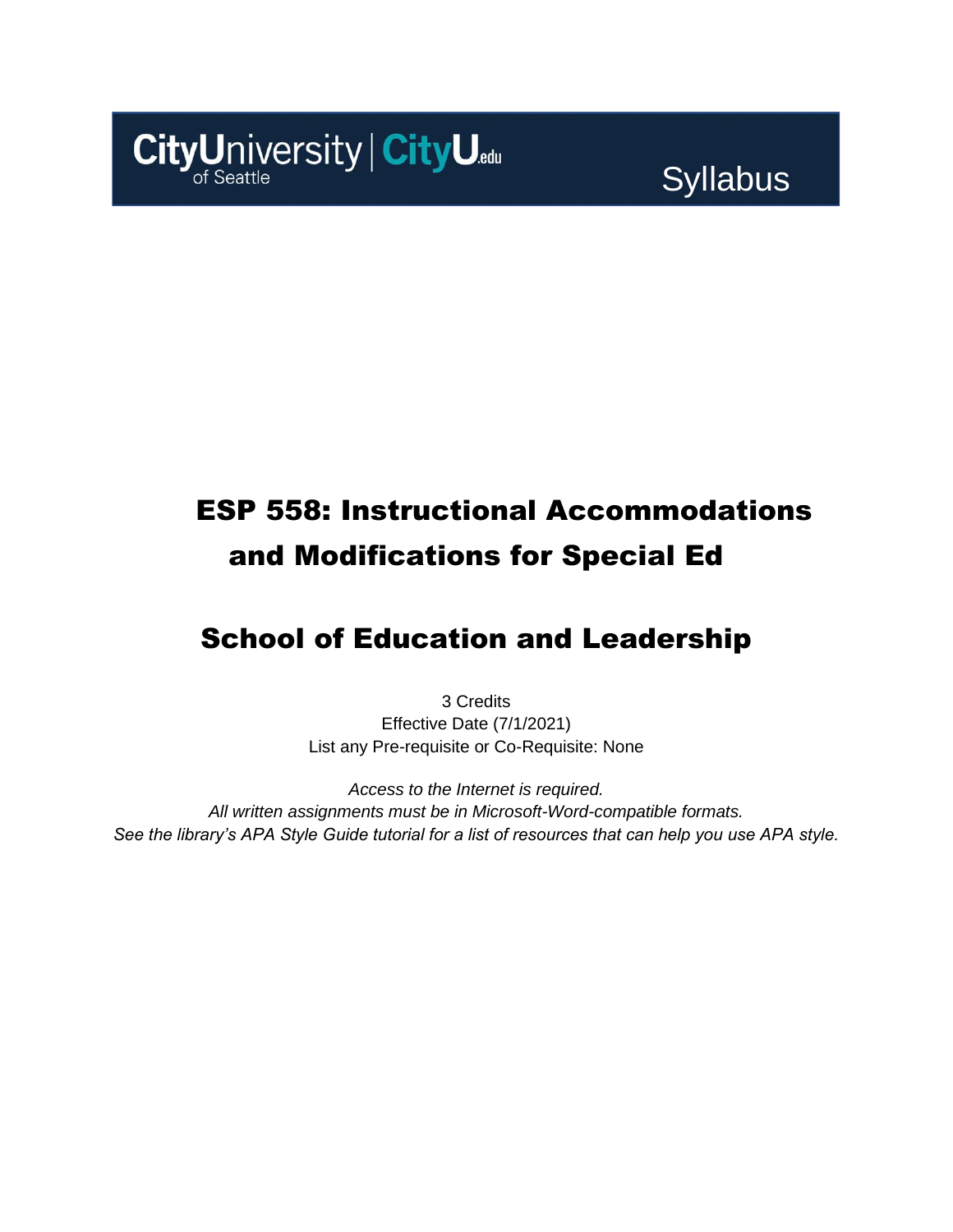CityUniversity of Seattle | CityU.edu

Syllabus

# ESP 558: Instructional Accommodations and Modifications for Special Ed

# School of Education and Leadership

3 Credits
Effective Date (7/1/2021)
List any Pre-requisite or Co-Requisite: None

*Access to the Internet is required.*
*All written assignments must be in Microsoft-Word-compatible formats.*
*See the library's APA Style Guide tutorial for a list of resources that can help you use APA style.*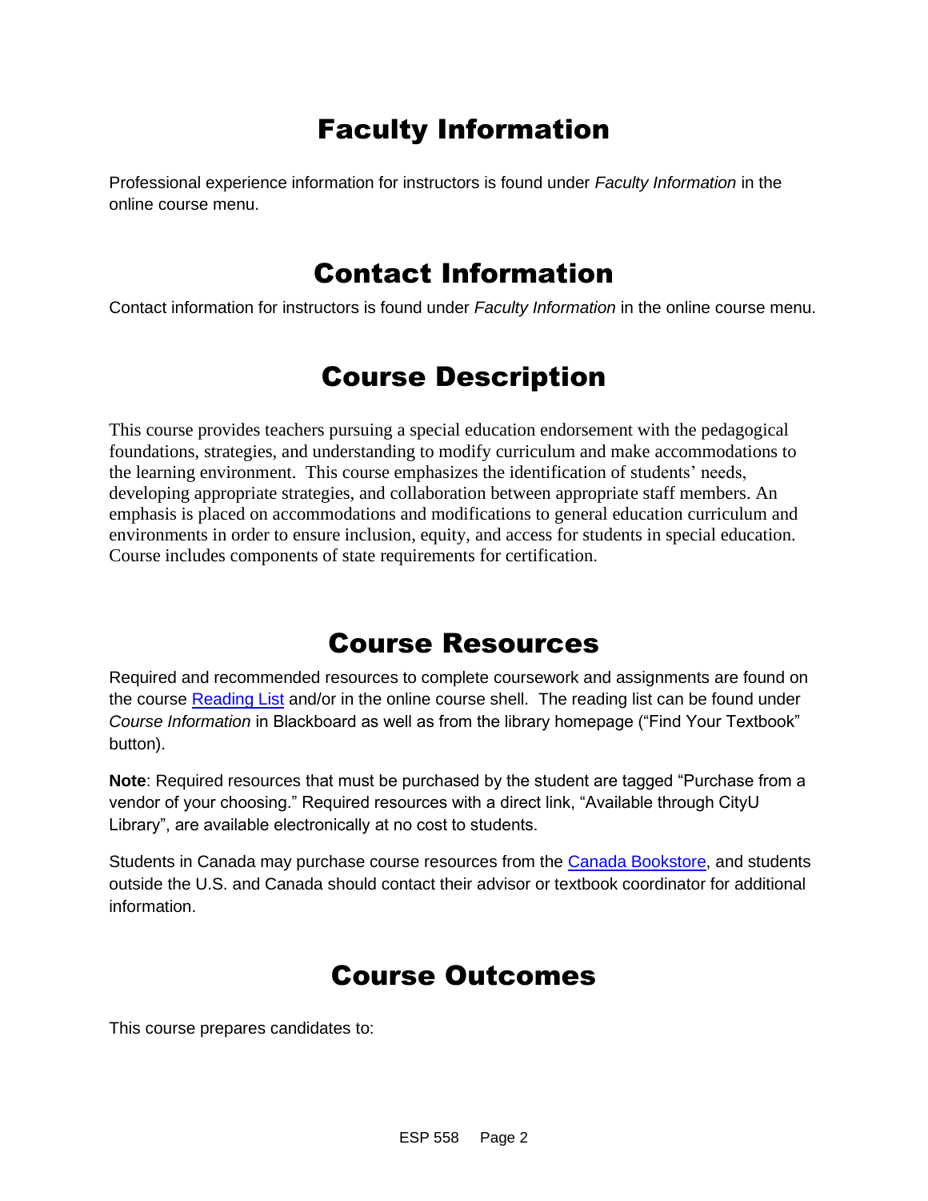# Faculty Information

Professional experience information for instructors is found under *Faculty Information* in the online course menu.

# Contact Information

Contact information for instructors is found under *Faculty Information* in the online course menu.

# Course Description

This course provides teachers pursuing a special education endorsement with the pedagogical foundations, strategies, and understanding to modify curriculum and make accommodations to the learning environment. This course emphasizes the identification of students' needs, developing appropriate strategies, and collaboration between appropriate staff members. An emphasis is placed on accommodations and modifications to general education curriculum and environments in order to ensure inclusion, equity, and access for students in special education. Course includes components of state requirements for certification.

# Course Resources

Required and recommended resources to complete coursework and assignments are found on the course Reading List and/or in the online course shell. The reading list can be found under *Course Information* in Blackboard as well as from the library homepage ("Find Your Textbook" button).

**Note**: Required resources that must be purchased by the student are tagged "Purchase from a vendor of your choosing." Required resources with a direct link, "Available through CityU Library", are available electronically at no cost to students.

Students in Canada may purchase course resources from the Canada Bookstore, and students outside the U.S. and Canada should contact their advisor or textbook coordinator for additional information.

# Course Outcomes

This course prepares candidates to: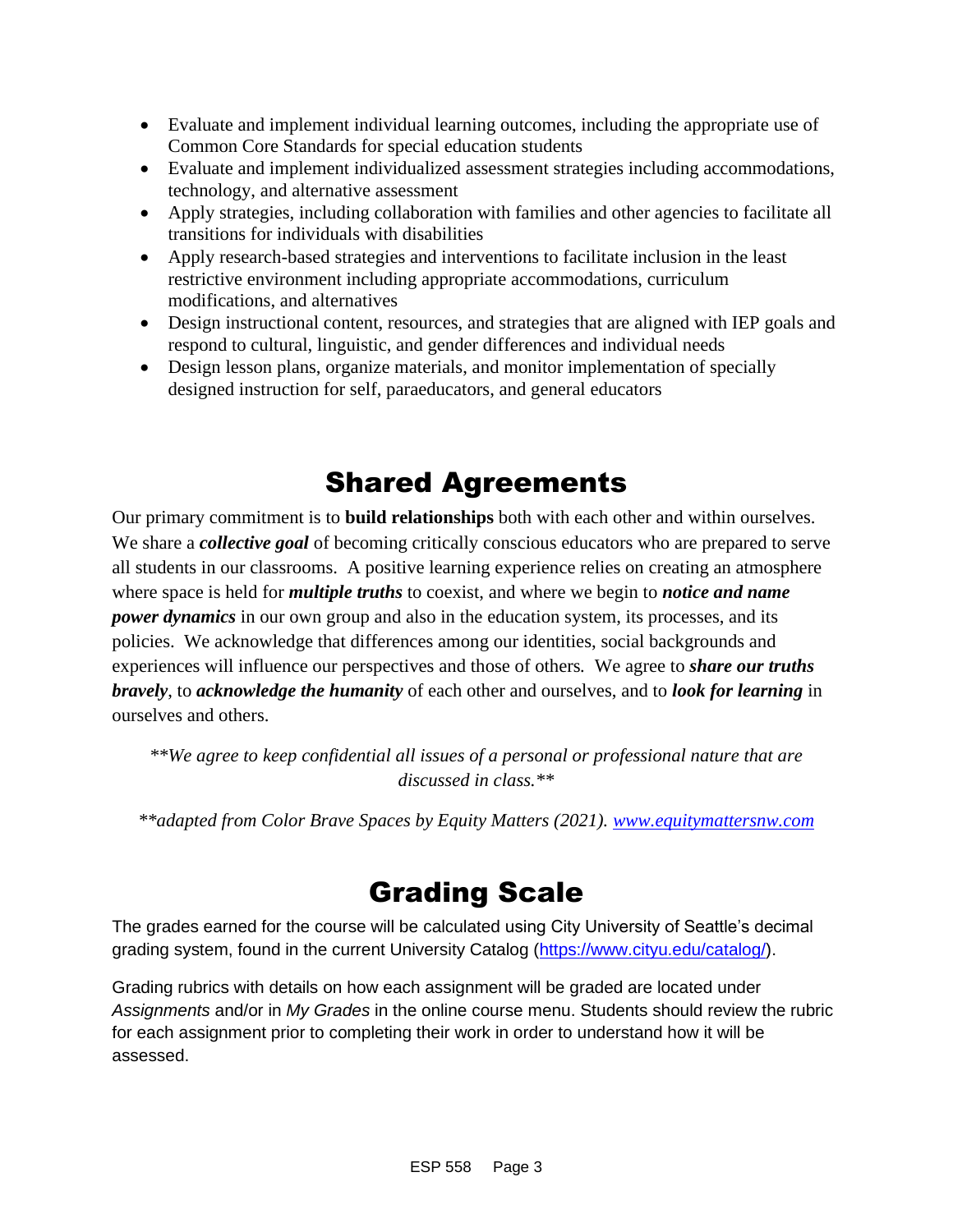- Evaluate and implement individual learning outcomes, including the appropriate use of Common Core Standards for special education students
- Evaluate and implement individualized assessment strategies including accommodations, technology, and alternative assessment
- Apply strategies, including collaboration with families and other agencies to facilitate all transitions for individuals with disabilities
- Apply research-based strategies and interventions to facilitate inclusion in the least restrictive environment including appropriate accommodations, curriculum modifications, and alternatives
- Design instructional content, resources, and strategies that are aligned with IEP goals and respond to cultural, linguistic, and gender differences and individual needs
- Design lesson plans, organize materials, and monitor implementation of specially designed instruction for self, paraeducators, and general educators

# Shared Agreements

Our primary commitment is to **build relationships** both with each other and within ourselves. We share a ***collective goal*** of becoming critically conscious educators who are prepared to serve all students in our classrooms. A positive learning experience relies on creating an atmosphere where space is held for ***multiple truths*** to coexist, and where we begin to ***notice and name power dynamics*** in our own group and also in the education system, its processes, and its policies. We acknowledge that differences among our identities, social backgrounds and experiences will influence our perspectives and those of others. We agree to ***share our truths bravely***, to ***acknowledge the humanity*** of each other and ourselves, and to ***look for learning*** in ourselves and others.

*\*\*We agree to keep confidential all issues of a personal or professional nature that are discussed in class.\*\**

*\*\*adapted from Color Brave Spaces by Equity Matters (2021). [www.equitymattersnw.com](www.equitymattersnw.com)*

# Grading Scale

The grades earned for the course will be calculated using City University of Seattle's decimal grading system, found in the current University Catalog ([https://www.cityu.edu/catalog/](https://www.cityu.edu/catalog/)).

Grading rubrics with details on how each assignment will be graded are located under *Assignments* and/or in *My Grades* in the online course menu. Students should review the rubric for each assignment prior to completing their work in order to understand how it will be assessed.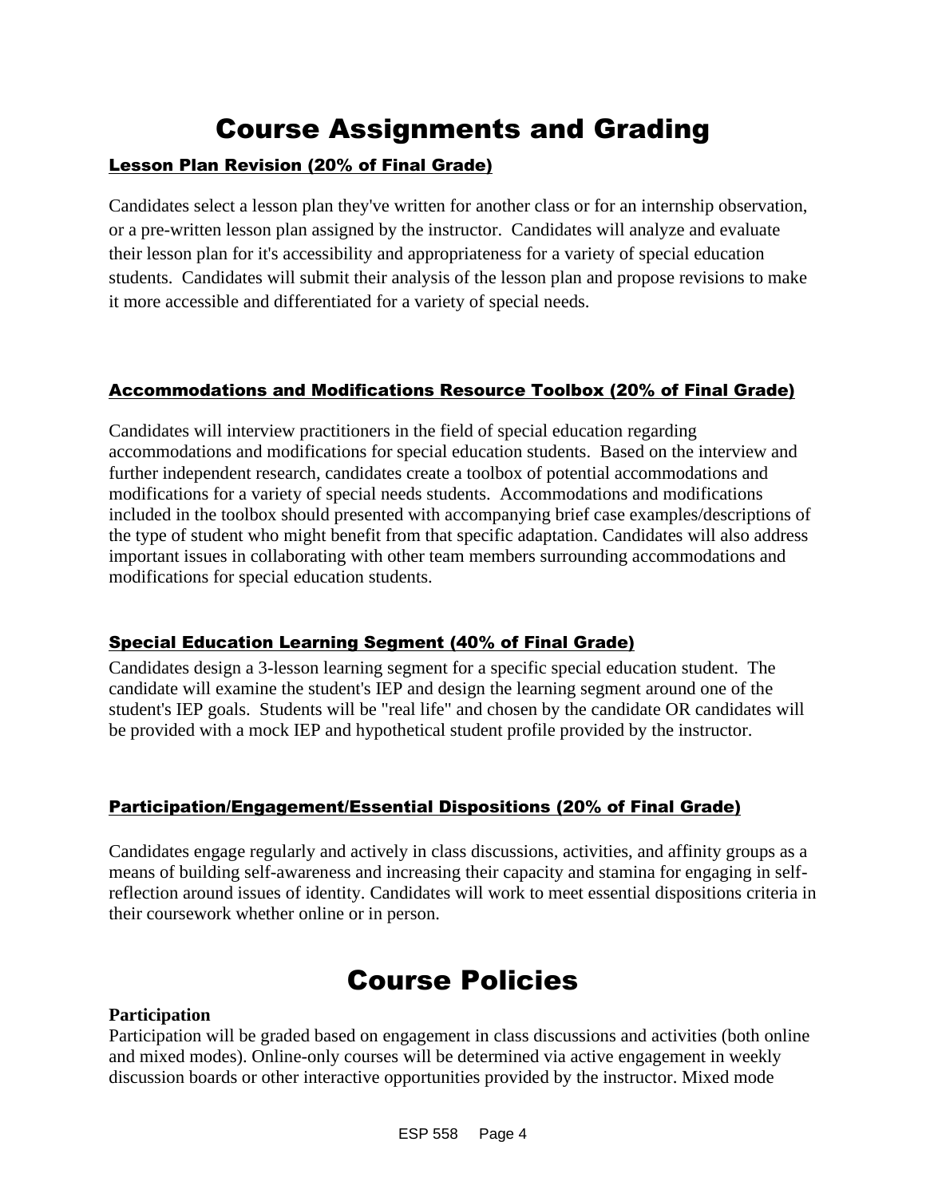# Course Assignments and Grading

## Lesson Plan Revision (20% of Final Grade)

Candidates select a lesson plan they've written for another class or for an internship observation, or a pre-written lesson plan assigned by the instructor. Candidates will analyze and evaluate their lesson plan for it's accessibility and appropriateness for a variety of special education students. Candidates will submit their analysis of the lesson plan and propose revisions to make it more accessible and differentiated for a variety of special needs.

## Accommodations and Modifications Resource Toolbox (20% of Final Grade)

Candidates will interview practitioners in the field of special education regarding accommodations and modifications for special education students. Based on the interview and further independent research, candidates create a toolbox of potential accommodations and modifications for a variety of special needs students. Accommodations and modifications included in the toolbox should presented with accompanying brief case examples/descriptions of the type of student who might benefit from that specific adaptation. Candidates will also address important issues in collaborating with other team members surrounding accommodations and modifications for special education students.

## Special Education Learning Segment (40% of Final Grade)

Candidates design a 3-lesson learning segment for a specific special education student. The candidate will examine the student's IEP and design the learning segment around one of the student's IEP goals. Students will be "real life" and chosen by the candidate OR candidates will be provided with a mock IEP and hypothetical student profile provided by the instructor.

## Participation/Engagement/Essential Dispositions (20% of Final Grade)

Candidates engage regularly and actively in class discussions, activities, and affinity groups as a means of building self-awareness and increasing their capacity and stamina for engaging in self-reflection around issues of identity. Candidates will work to meet essential dispositions criteria in their coursework whether online or in person.

# Course Policies

**Participation**

Participation will be graded based on engagement in class discussions and activities (both online and mixed modes). Online-only courses will be determined via active engagement in weekly discussion boards or other interactive opportunities provided by the instructor. Mixed mode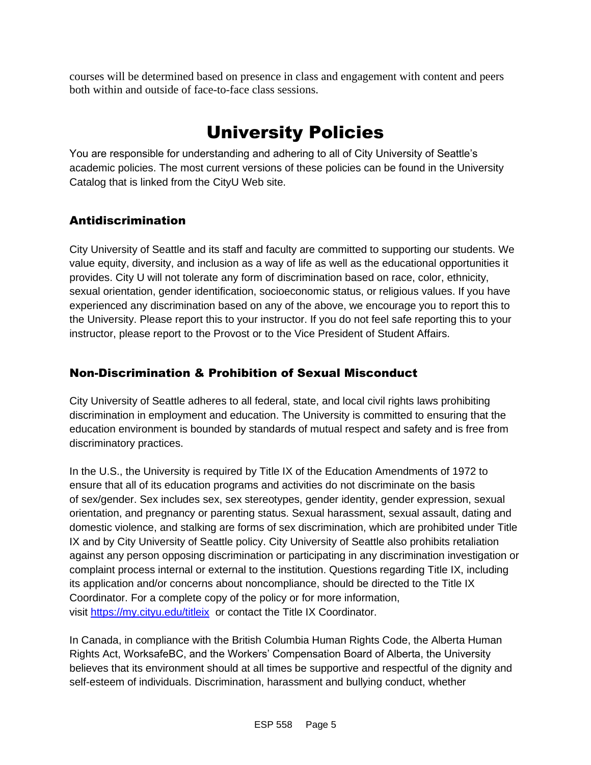courses will be determined based on presence in class and engagement with content and peers both within and outside of face-to-face class sessions.

# University Policies

You are responsible for understanding and adhering to all of City University of Seattle's academic policies. The most current versions of these policies can be found in the University Catalog that is linked from the CityU Web site.

### Antidiscrimination

City University of Seattle and its staff and faculty are committed to supporting our students. We value equity, diversity, and inclusion as a way of life as well as the educational opportunities it provides. City U will not tolerate any form of discrimination based on race, color, ethnicity, sexual orientation, gender identification, socioeconomic status, or religious values. If you have experienced any discrimination based on any of the above, we encourage you to report this to the University. Please report this to your instructor. If you do not feel safe reporting this to your instructor, please report to the Provost or to the Vice President of Student Affairs.

### Non-Discrimination & Prohibition of Sexual Misconduct

City University of Seattle adheres to all federal, state, and local civil rights laws prohibiting discrimination in employment and education. The University is committed to ensuring that the education environment is bounded by standards of mutual respect and safety and is free from discriminatory practices.

In the U.S., the University is required by Title IX of the Education Amendments of 1972 to ensure that all of its education programs and activities do not discriminate on the basis of sex/gender. Sex includes sex, sex stereotypes, gender identity, gender expression, sexual orientation, and pregnancy or parenting status. Sexual harassment, sexual assault, dating and domestic violence, and stalking are forms of sex discrimination, which are prohibited under Title IX and by City University of Seattle policy. City University of Seattle also prohibits retaliation against any person opposing discrimination or participating in any discrimination investigation or complaint process internal or external to the institution. Questions regarding Title IX, including its application and/or concerns about noncompliance, should be directed to the Title IX Coordinator. For a complete copy of the policy or for more information, visit [https://my.cityu.edu/titleix](https://my.cityu.edu/titleix) or contact the Title IX Coordinator.

In Canada, in compliance with the British Columbia Human Rights Code, the Alberta Human Rights Act, WorksafeBC, and the Workers' Compensation Board of Alberta, the University believes that its environment should at all times be supportive and respectful of the dignity and self-esteem of individuals. Discrimination, harassment and bullying conduct, whether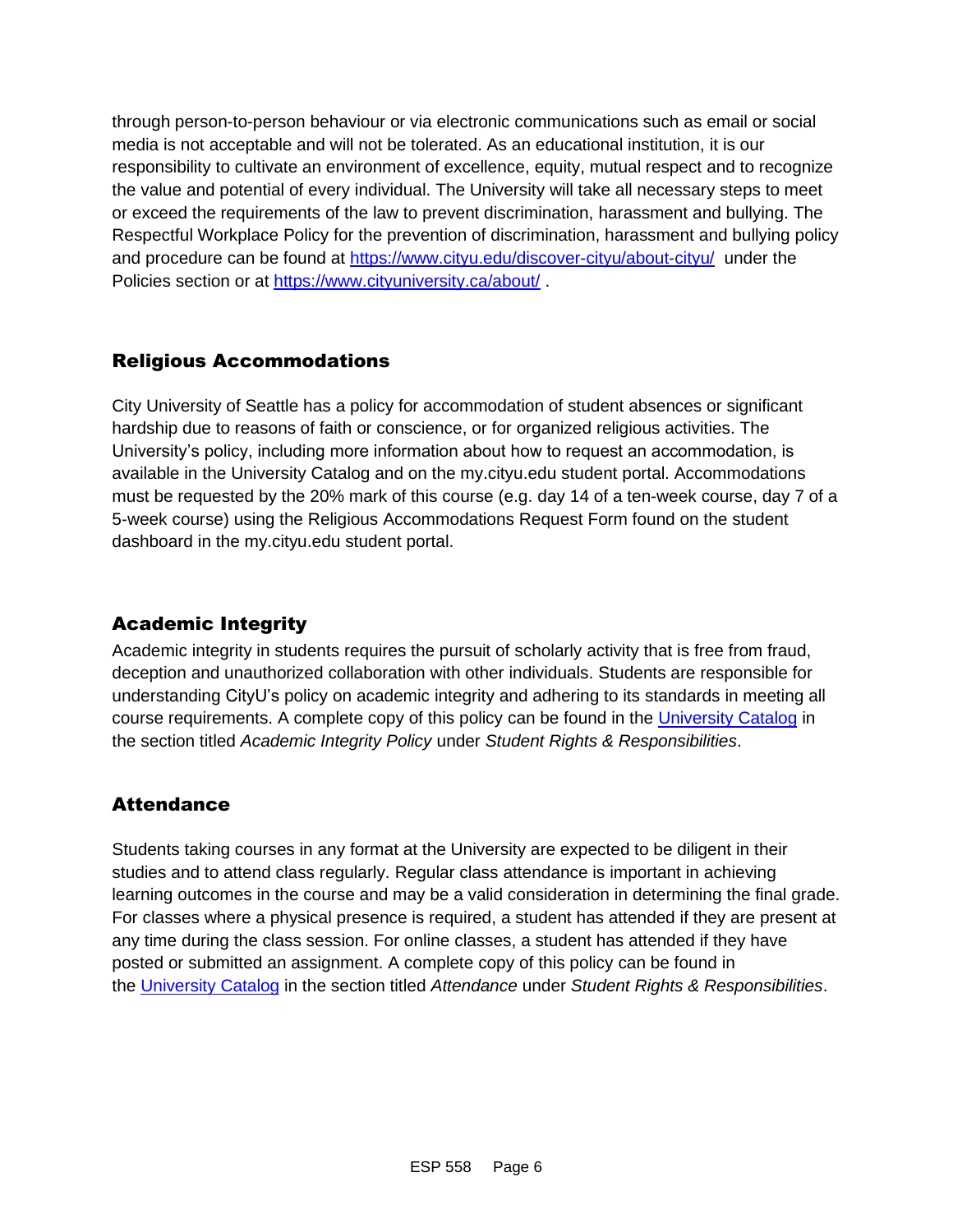through person-to-person behaviour or via electronic communications such as email or social media is not acceptable and will not be tolerated. As an educational institution, it is our responsibility to cultivate an environment of excellence, equity, mutual respect and to recognize the value and potential of every individual. The University will take all necessary steps to meet or exceed the requirements of the law to prevent discrimination, harassment and bullying. The Respectful Workplace Policy for the prevention of discrimination, harassment and bullying policy and procedure can be found at [https://www.cityu.edu/discover-cityu/about-cityu/](https://www.cityu.edu/discover-cityu/about-cityu/) under the Policies section or at [https://www.cityuniversity.ca/about/](https://www.cityuniversity.ca/about/) .

## Religious Accommodations

City University of Seattle has a policy for accommodation of student absences or significant hardship due to reasons of faith or conscience, or for organized religious activities. The University's policy, including more information about how to request an accommodation, is available in the University Catalog and on the my.cityu.edu student portal. Accommodations must be requested by the 20% mark of this course (e.g. day 14 of a ten-week course, day 7 of a 5-week course) using the Religious Accommodations Request Form found on the student dashboard in the my.cityu.edu student portal.

## Academic Integrity

Academic integrity in students requires the pursuit of scholarly activity that is free from fraud, deception and unauthorized collaboration with other individuals. Students are responsible for understanding CityU's policy on academic integrity and adhering to its standards in meeting all course requirements. A complete copy of this policy can be found in the University Catalog in the section titled *Academic Integrity Policy* under *Student Rights & Responsibilities*.

## Attendance

Students taking courses in any format at the University are expected to be diligent in their studies and to attend class regularly. Regular class attendance is important in achieving learning outcomes in the course and may be a valid consideration in determining the final grade. For classes where a physical presence is required, a student has attended if they are present at any time during the class session. For online classes, a student has attended if they have posted or submitted an assignment. A complete copy of this policy can be found in the University Catalog in the section titled *Attendance* under *Student Rights & Responsibilities*.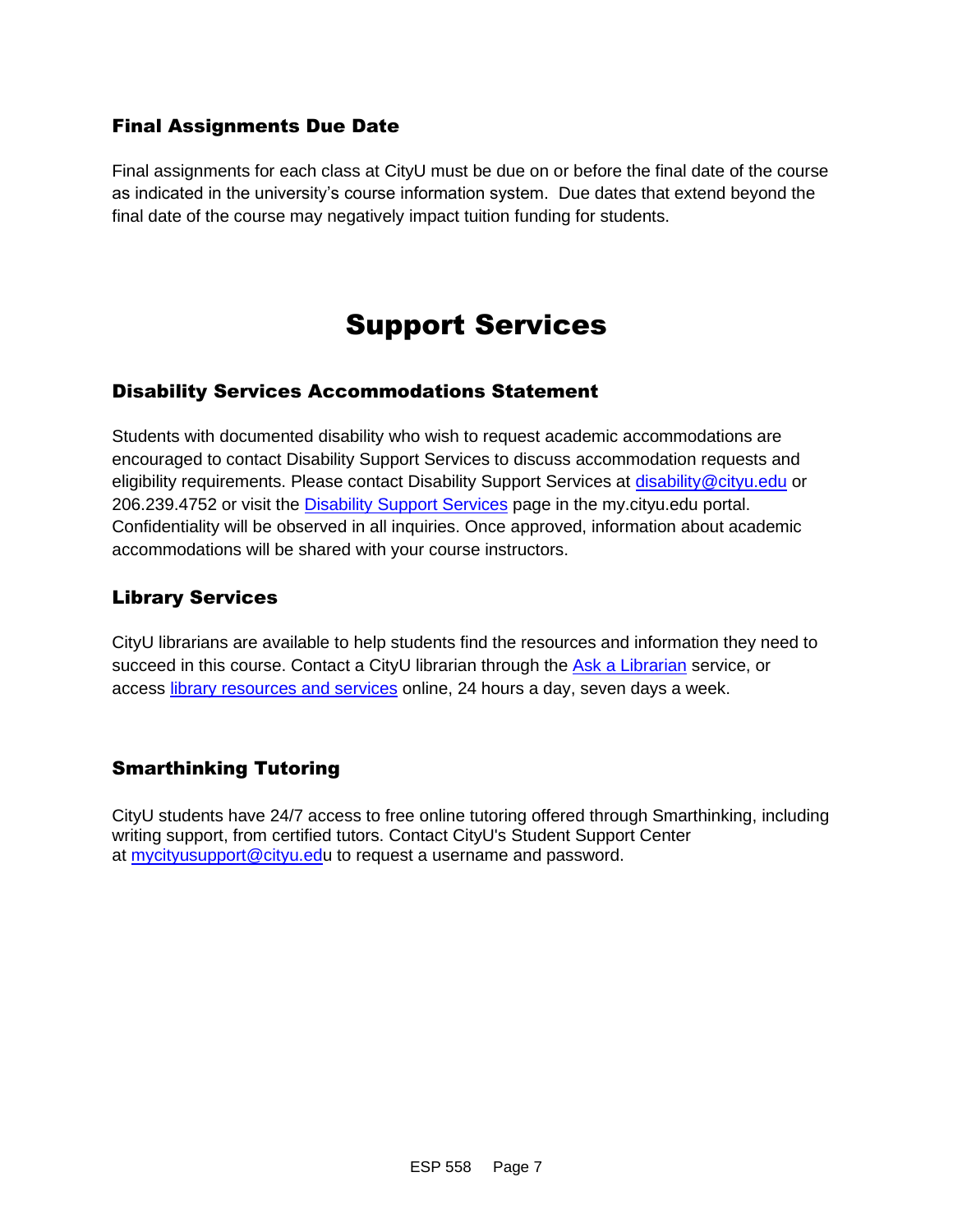### Final Assignments Due Date

Final assignments for each class at CityU must be due on or before the final date of the course as indicated in the university's course information system. Due dates that extend beyond the final date of the course may negatively impact tuition funding for students.

## Support Services

### Disability Services Accommodations Statement

Students with documented disability who wish to request academic accommodations are encouraged to contact Disability Support Services to discuss accommodation requests and eligibility requirements. Please contact Disability Support Services at disability@cityu.edu or 206.239.4752 or visit the Disability Support Services page in the my.cityu.edu portal. Confidentiality will be observed in all inquiries. Once approved, information about academic accommodations will be shared with your course instructors.

### Library Services

CityU librarians are available to help students find the resources and information they need to succeed in this course. Contact a CityU librarian through the Ask a Librarian service, or access library resources and services online, 24 hours a day, seven days a week.

### Smarthinking Tutoring

CityU students have 24/7 access to free online tutoring offered through Smarthinking, including writing support, from certified tutors. Contact CityU's Student Support Center at mycityusupport@cityu.edu to request a username and password.